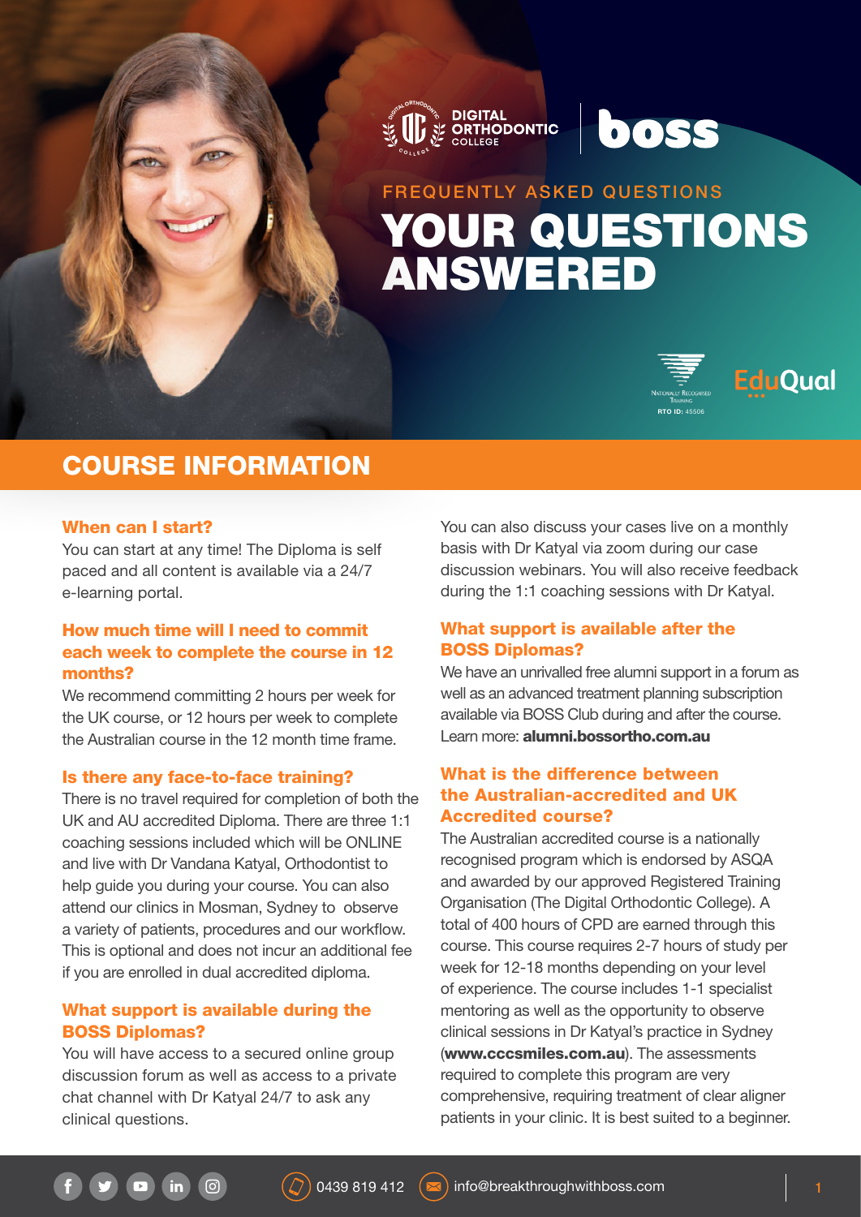DIGITAL ORTHODONTIC COLLEGE | boss

FREQUENTLY ASKED QUESTIONS

# YOUR QUESTIONS ANSWERED

Nationally Recognised Training RTO ID: 45506

EduQual

## COURSE INFORMATION

### When can I start?

You can start at any time! The Diploma is self paced and all content is available via a 24/7 e-learning portal.

### How much time will I need to commit each week to complete the course in 12 months?

We recommend committing 2 hours per week for the UK course, or 12 hours per week to complete the Australian course in the 12 month time frame.

### Is there any face-to-face training?

There is no travel required for completion of both the UK and AU accredited Diploma. There are three 1:1 coaching sessions included which will be ONLINE and live with Dr Vandana Katyal, Orthodontist to help guide you during your course. You can also attend our clinics in Mosman, Sydney to observe a variety of patients, procedures and our workflow. This is optional and does not incur an additional fee if you are enrolled in dual accredited diploma.

### What support is available during the BOSS Diplomas?

You will have access to a secured online group discussion forum as well as access to a private chat channel with Dr Katyal 24/7 to ask any clinical questions.

You can also discuss your cases live on a monthly basis with Dr Katyal via zoom during our case discussion webinars. You will also receive feedback during the 1:1 coaching sessions with Dr Katyal.

### What support is available after the BOSS Diplomas?

We have an unrivalled free alumni support in a forum as well as an advanced treatment planning subscription available via BOSS Club during and after the course. Learn more: **alumni.bossortho.com.au**

### What is the difference between the Australian-accredited and UK Accredited course?

The Australian accredited course is a nationally recognised program which is endorsed by ASQA and awarded by our approved Registered Training Organisation (The Digital Orthodontic College). A total of 400 hours of CPD are earned through this course. This course requires 2-7 hours of study per week for 12-18 months depending on your level of experience. The course includes 1-1 specialist mentoring as well as the opportunity to observe clinical sessions in Dr Katyal's practice in Sydney (**www.cccsmiles.com.au**). The assessments required to complete this program are very comprehensive, requiring treatment of clear aligner patients in your clinic. It is best suited to a beginner.

0439 819 412 | info@breakthroughwithboss.com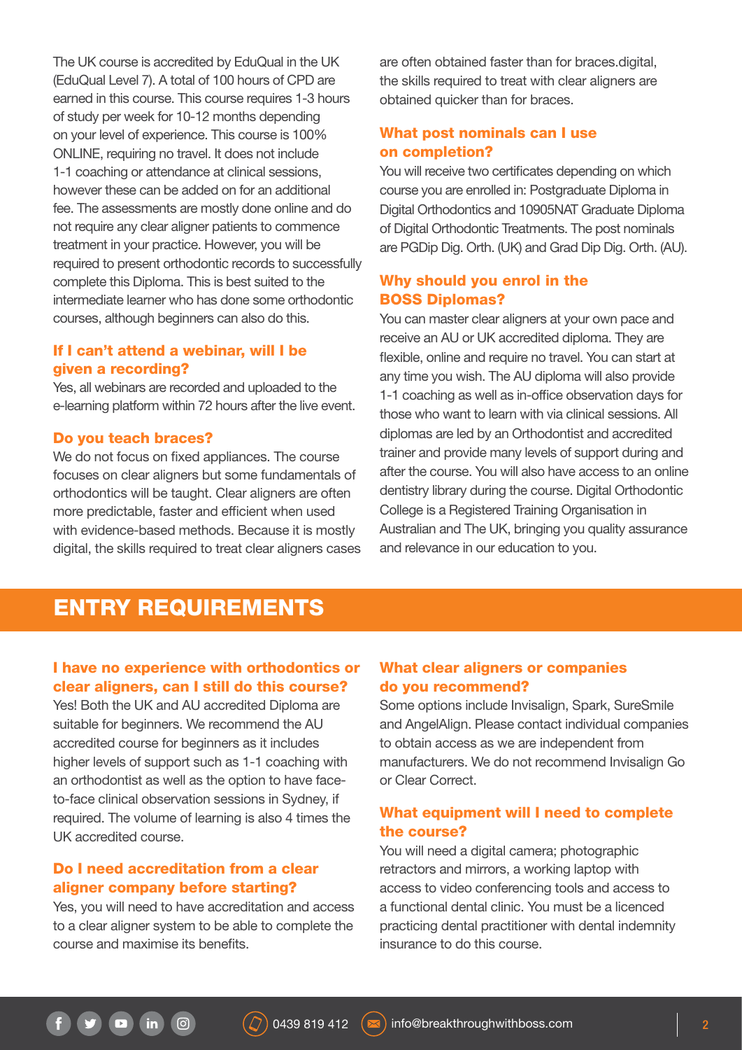The UK course is accredited by EduQual in the UK (EduQual Level 7). A total of 100 hours of CPD are earned in this course. This course requires 1-3 hours of study per week for 10-12 months depending on your level of experience. This course is 100% ONLINE, requiring no travel. It does not include 1-1 coaching or attendance at clinical sessions, however these can be added on for an additional fee. The assessments are mostly done online and do not require any clear aligner patients to commence treatment in your practice. However, you will be required to present orthodontic records to successfully complete this Diploma. This is best suited to the intermediate learner who has done some orthodontic courses, although beginners can also do this.

### If I can't attend a webinar, will I be given a recording?

Yes, all webinars are recorded and uploaded to the e-learning platform within 72 hours after the live event.

### Do you teach braces?

We do not focus on fixed appliances. The course focuses on clear aligners but some fundamentals of orthodontics will be taught. Clear aligners are often more predictable, faster and efficient when used with evidence-based methods. Because it is mostly digital, the skills required to treat clear aligners cases are often obtained faster than for braces.digital, the skills required to treat with clear aligners are obtained quicker than for braces.

### What post nominals can I use on completion?

You will receive two certificates depending on which course you are enrolled in: Postgraduate Diploma in Digital Orthodontics and 10905NAT Graduate Diploma of Digital Orthodontic Treatments. The post nominals are PGDip Dig. Orth. (UK) and Grad Dip Dig. Orth. (AU).

### Why should you enrol in the BOSS Diplomas?

You can master clear aligners at your own pace and receive an AU or UK accredited diploma. They are flexible, online and require no travel. You can start at any time you wish. The AU diploma will also provide 1-1 coaching as well as in-office observation days for those who want to learn with via clinical sessions. All diplomas are led by an Orthodontist and accredited trainer and provide many levels of support during and after the course. You will also have access to an online dentistry library during the course. Digital Orthodontic College is a Registered Training Organisation in Australian and The UK, bringing you quality assurance and relevance in our education to you.

## ENTRY REQUIREMENTS

### I have no experience with orthodontics or clear aligners, can I still do this course?

Yes! Both the UK and AU accredited Diploma are suitable for beginners. We recommend the AU accredited course for beginners as it includes higher levels of support such as 1-1 coaching with an orthodontist as well as the option to have face-to-face clinical observation sessions in Sydney, if required. The volume of learning is also 4 times the UK accredited course.

### Do I need accreditation from a clear aligner company before starting?

Yes, you will need to have accreditation and access to a clear aligner system to be able to complete the course and maximise its benefits.

### What clear aligners or companies do you recommend?

Some options include Invisalign, Spark, SureSmile and AngelAlign. Please contact individual companies to obtain access as we are independent from manufacturers. We do not recommend Invisalign Go or Clear Correct.

### What equipment will I need to complete the course?

You will need a digital camera; photographic retractors and mirrors, a working laptop with access to video conferencing tools and access to a functional dental clinic. You must be a licenced practicing dental practitioner with dental indemnity insurance to do this course.

0439 819 412 info@breakthroughwithboss.com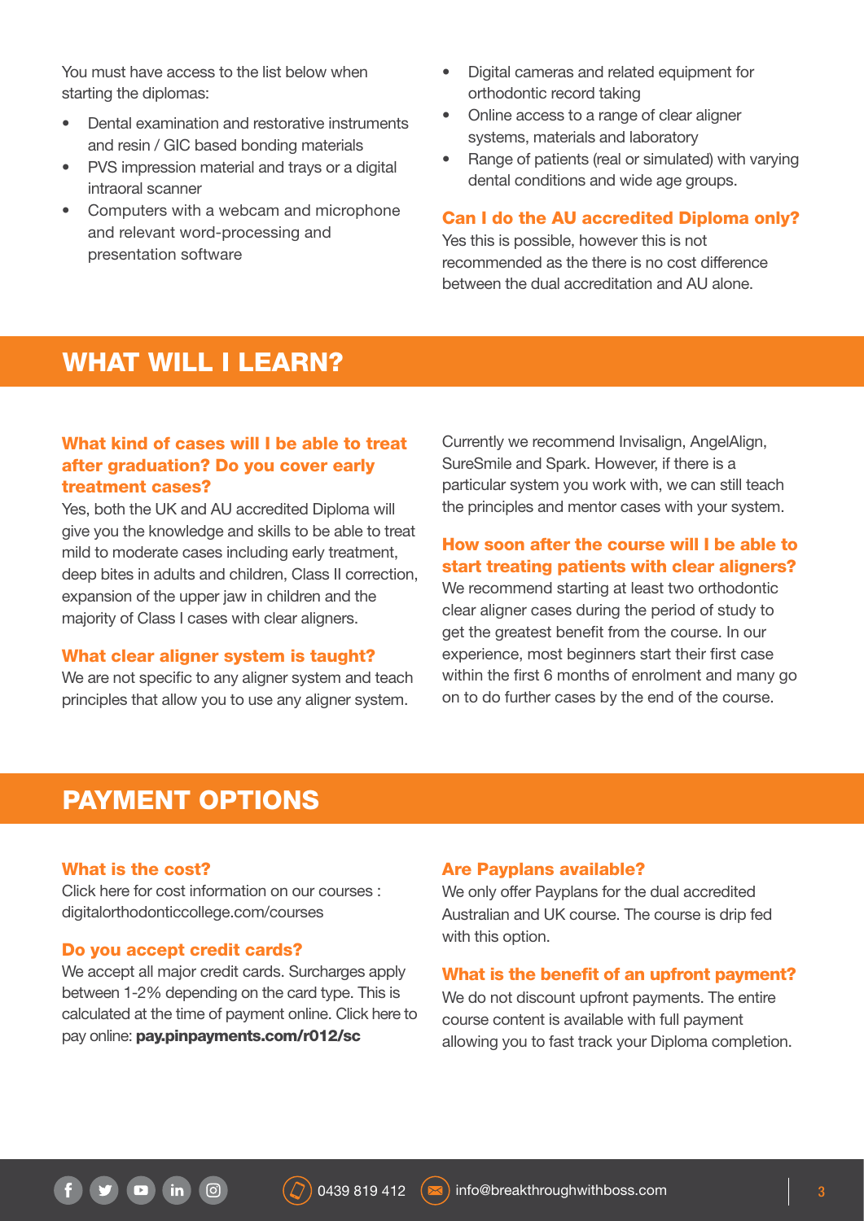You must have access to the list below when starting the diplomas:

- Dental examination and restorative instruments and resin / GIC based bonding materials
- PVS impression material and trays or a digital intraoral scanner
- Computers with a webcam and microphone and relevant word-processing and presentation software
- Digital cameras and related equipment for orthodontic record taking
- Online access to a range of clear aligner systems, materials and laboratory
- Range of patients (real or simulated) with varying dental conditions and wide age groups.

### Can I do the AU accredited Diploma only?

Yes this is possible, however this is not recommended as the there is no cost difference between the dual accreditation and AU alone.

## WHAT WILL I LEARN?

### What kind of cases will I be able to treat after graduation? Do you cover early treatment cases?

Yes, both the UK and AU accredited Diploma will give you the knowledge and skills to be able to treat mild to moderate cases including early treatment, deep bites in adults and children, Class II correction, expansion of the upper jaw in children and the majority of Class I cases with clear aligners.

### What clear aligner system is taught?

We are not specific to any aligner system and teach principles that allow you to use any aligner system. Currently we recommend Invisalign, AngelAlign, SureSmile and Spark. However, if there is a particular system you work with, we can still teach the principles and mentor cases with your system.

### How soon after the course will I be able to start treating patients with clear aligners?

We recommend starting at least two orthodontic clear aligner cases during the period of study to get the greatest benefit from the course. In our experience, most beginners start their first case within the first 6 months of enrolment and many go on to do further cases by the end of the course.

## PAYMENT OPTIONS

### What is the cost?

Click here for cost information on our courses : digitalorthodonticcollege.com/courses

### Do you accept credit cards?

We accept all major credit cards. Surcharges apply between 1-2% depending on the card type. This is calculated at the time of payment online. Click here to pay online: **pay.pinpayments.com/r012/sc**

### Are Payplans available?

We only offer Payplans for the dual accredited Australian and UK course. The course is drip fed with this option.

### What is the benefit of an upfront payment?

We do not discount upfront payments. The entire course content is available with full payment allowing you to fast track your Diploma completion.

0439 819 412 info@breakthroughwithboss.com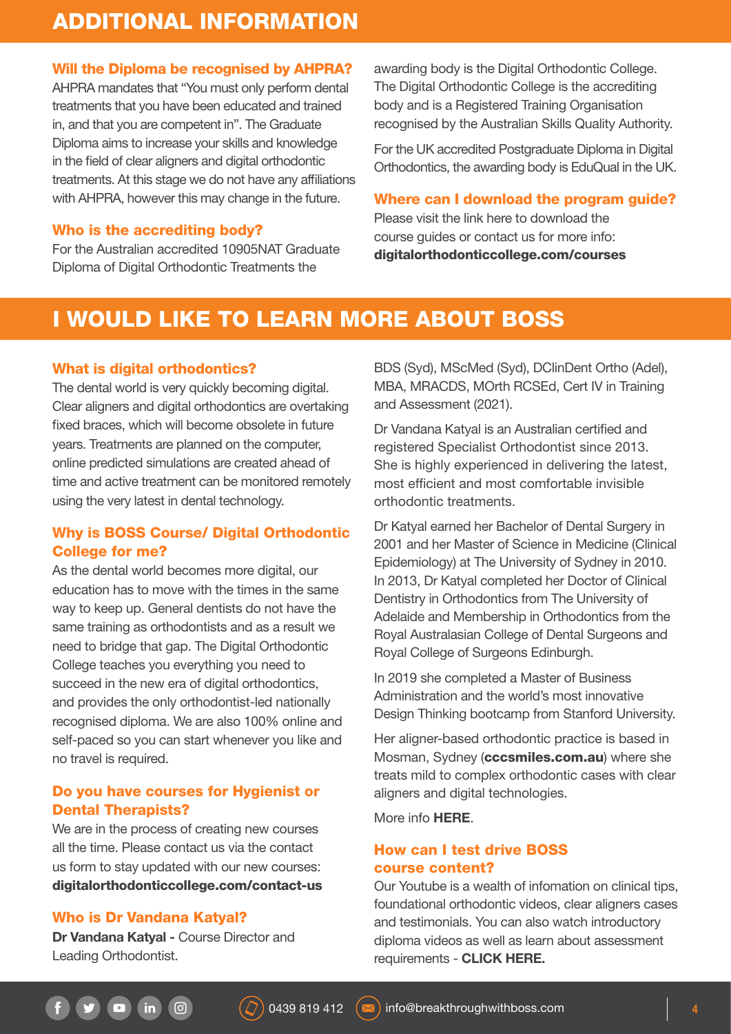## ADDITIONAL INFORMATION

### Will the Diploma be recognised by AHPRA?

AHPRA mandates that "You must only perform dental treatments that you have been educated and trained in, and that you are competent in". The Graduate Diploma aims to increase your skills and knowledge in the field of clear aligners and digital orthodontic treatments. At this stage we do not have any affiliations with AHPRA, however this may change in the future.

### Who is the accrediting body?

For the Australian accredited 10905NAT Graduate Diploma of Digital Orthodontic Treatments the awarding body is the Digital Orthodontic College. The Digital Orthodontic College is the accrediting body and is a Registered Training Organisation recognised by the Australian Skills Quality Authority.

For the UK accredited Postgraduate Diploma in Digital Orthodontics, the awarding body is EduQual in the UK.

### Where can I download the program guide?

Please visit the link here to download the course guides or contact us for more info: **digitalorthodonticcollege.com/courses**

## I WOULD LIKE TO LEARN MORE ABOUT BOSS

### What is digital orthodontics?

The dental world is very quickly becoming digital. Clear aligners and digital orthodontics are overtaking fixed braces, which will become obsolete in future years. Treatments are planned on the computer, online predicted simulations are created ahead of time and active treatment can be monitored remotely using the very latest in dental technology.

### Why is BOSS Course/ Digital Orthodontic College for me?

As the dental world becomes more digital, our education has to move with the times in the same way to keep up. General dentists do not have the same training as orthodontists and as a result we need to bridge that gap. The Digital Orthodontic College teaches you everything you need to succeed in the new era of digital orthodontics, and provides the only orthodontist-led nationally recognised diploma. We are also 100% online and self-paced so you can start whenever you like and no travel is required.

### Do you have courses for Hygienist or Dental Therapists?

We are in the process of creating new courses all the time. Please contact us via the contact us form to stay updated with our new courses: **digitalorthodonticcollege.com/contact-us**

### Who is Dr Vandana Katyal?

**Dr Vandana Katyal -** Course Director and Leading Orthodontist.

BDS (Syd), MScMed (Syd), DClinDent Ortho (Adel), MBA, MRACDS, MOrth RCSEd, Cert IV in Training and Assessment (2021).

Dr Vandana Katyal is an Australian certified and registered Specialist Orthodontist since 2013. She is highly experienced in delivering the latest, most efficient and most comfortable invisible orthodontic treatments.

Dr Katyal earned her Bachelor of Dental Surgery in 2001 and her Master of Science in Medicine (Clinical Epidemiology) at The University of Sydney in 2010. In 2013, Dr Katyal completed her Doctor of Clinical Dentistry in Orthodontics from The University of Adelaide and Membership in Orthodontics from the Royal Australasian College of Dental Surgeons and Royal College of Surgeons Edinburgh.

In 2019 she completed a Master of Business Administration and the world's most innovative Design Thinking bootcamp from Stanford University.

Her aligner-based orthodontic practice is based in Mosman, Sydney (**cccsmiles.com.au**) where she treats mild to complex orthodontic cases with clear aligners and digital technologies.

More info **HERE**.

### How can I test drive BOSS course content?

Our Youtube is a wealth of infomation on clinical tips, foundational orthodontic videos, clear aligners cases and testimonials. You can also watch introductory diploma videos as well as learn about assessment requirements - **CLICK HERE.**

0439 819 412 info@breakthroughwithboss.com